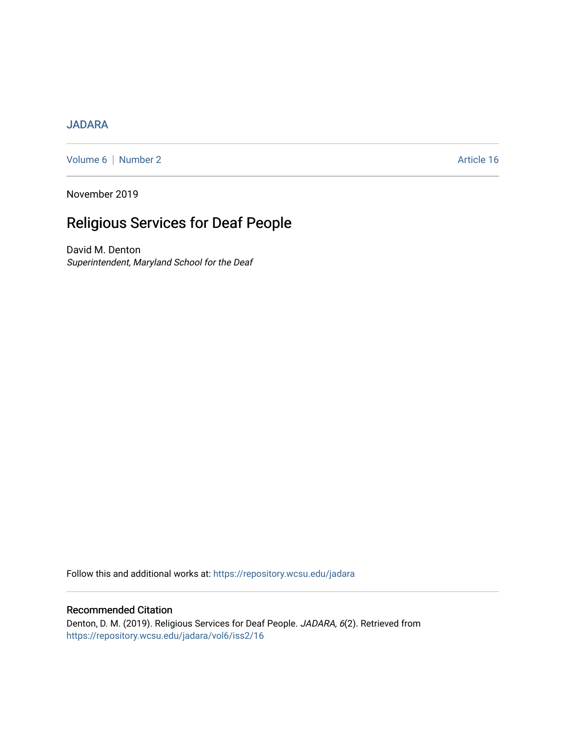JADARA

Volume 6 | Number 2 Article 16

November 2019

# Religious Services for Deaf People

David M. Denton
*Superintendent, Maryland School for the Deaf*

Follow this and additional works at: https://repository.wcsu.edu/jadara

## Recommended Citation

Denton, D. M. (2019). Religious Services for Deaf People. *JADARA, 6*(2). Retrieved from https://repository.wcsu.edu/jadara/vol6/iss2/16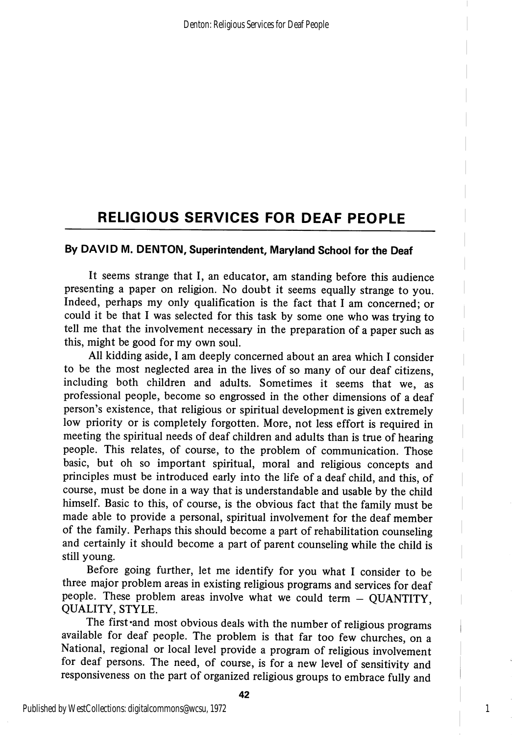# RELIGIOUS SERVICES FOR DEAF PEOPLE

**By DAVID M. DENTON, Superintendent, Maryland School for the Deaf**

It seems strange that I, an educator, am standing before this audience presenting a paper on religion. No doubt it seems equally strange to you. Indeed, perhaps my only qualification is the fact that I am concerned; or could it be that I was selected for this task by some one who was trying to tell me that the involvement necessary in the preparation of a paper such as this, might be good for my own soul.

All kidding aside, I am deeply concerned about an area which I consider to be the most neglected area in the lives of so many of our deaf citizens, including both children and adults. Sometimes it seems that we, as professional people, become so engrossed in the other dimensions of a deaf person's existence, that religious or spiritual development is given extremely low priority or is completely forgotten. More, not less effort is required in meeting the spiritual needs of deaf children and adults than is true of hearing people. This relates, of course, to the problem of communication. Those basic, but oh so important spiritual, moral and religious concepts and principles must be introduced early into the life of a deaf child, and this, of course, must be done in a way that is understandable and usable by the child himself. Basic to this, of course, is the obvious fact that the family must be made able to provide a personal, spiritual involvement for the deaf member of the family. Perhaps this should become a part of rehabilitation counseling and certainly it should become a part of parent counseling while the child is still young.

Before going further, let me identify for you what I consider to be three major problem areas in existing religious programs and services for deaf people. These problem areas involve what we could term – QUANTITY, QUALITY, STYLE.

The first and most obvious deals with the number of religious programs available for deaf people. The problem is that far too few churches, on a National, regional or local level provide a program of religious involvement for deaf persons. The need, of course, is for a new level of sensitivity and responsiveness on the part of organized religious groups to embrace fully and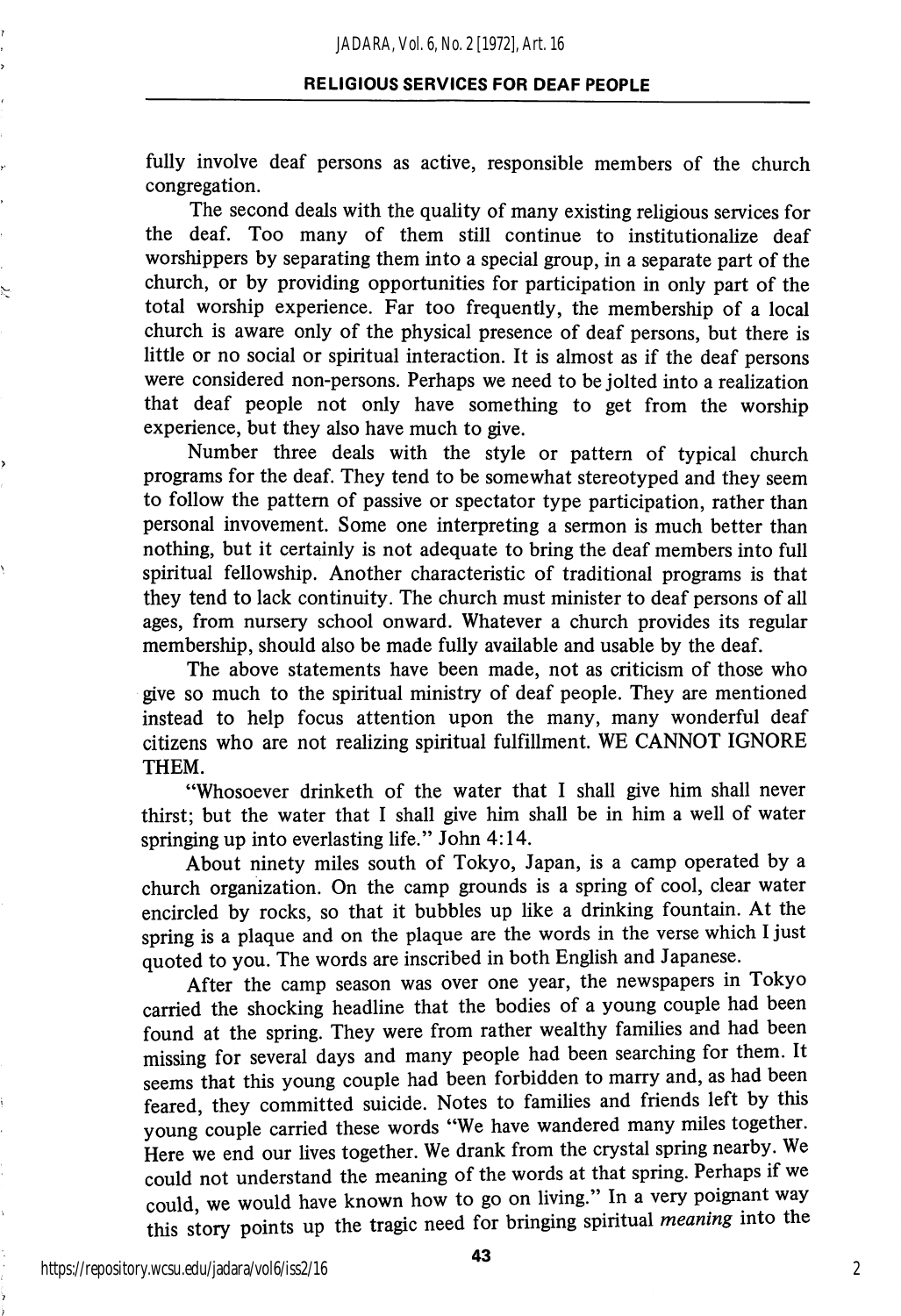fully involve deaf persons as active, responsible members of the church congregation.

The second deals with the quality of many existing religious services for the deaf. Too many of them still continue to institutionalize deaf worshippers by separating them into a special group, in a separate part of the church, or by providing opportunities for participation in only part of the total worship experience. Far too frequently, the membership of a local church is aware only of the physical presence of deaf persons, but there is little or no social or spiritual interaction. It is almost as if the deaf persons were considered non-persons. Perhaps we need to be jolted into a realization that deaf people not only have something to get from the worship experience, but they also have much to give.

Number three deals with the style or pattern of typical church programs for the deaf. They tend to be somewhat stereotyped and they seem to follow the pattern of passive or spectator type participation, rather than personal invovement. Some one interpreting a sermon is much better than nothing, but it certainly is not adequate to bring the deaf members into full spiritual fellowship. Another characteristic of traditional programs is that they tend to lack continuity. The church must minister to deaf persons of all ages, from nursery school onward. Whatever a church provides its regular membership, should also be made fully available and usable by the deaf.

The above statements have been made, not as criticism of those who give so much to the spiritual ministry of deaf people. They are mentioned instead to help focus attention upon the many, many wonderful deaf citizens who are not realizing spiritual fulfillment. WE CANNOT IGNORE THEM.

"Whosoever drinketh of the water that I shall give him shall never thirst; but the water that I shall give him shall be in him a well of water springing up into everlasting life." John 4:14.

About ninety miles south of Tokyo, Japan, is a camp operated by a church organization. On the camp grounds is a spring of cool, clear water encircled by rocks, so that it bubbles up like a drinking fountain. At the spring is a plaque and on the plaque are the words in the verse which I just quoted to you. The words are inscribed in both English and Japanese.

After the camp season was over one year, the newspapers in Tokyo carried the shocking headline that the bodies of a young couple had been found at the spring. They were from rather wealthy families and had been missing for several days and many people had been searching for them. It seems that this young couple had been forbidden to marry and, as had been feared, they committed suicide. Notes to families and friends left by this young couple carried these words "We have wandered many miles together. Here we end our lives together. We drank from the crystal spring nearby. We could not understand the meaning of the words at that spring. Perhaps if we could, we would have known how to go on living." In a very poignant way this story points up the tragic need for bringing spiritual *meaning* into the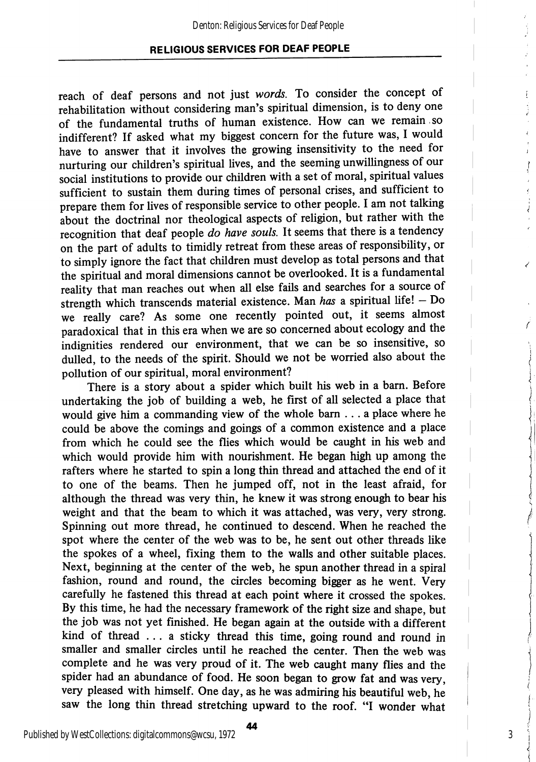reach of deaf persons and not just *words*. To consider the concept of rehabilitation without considering man's spiritual dimension, is to deny one of the fundamental truths of human existence. How can we remain so indifferent? If asked what my biggest concern for the future was, I would have to answer that it involves the growing insensitivity to the need for nurturing our children's spiritual lives, and the seeming unwillingness of our social institutions to provide our children with a set of moral, spiritual values sufficient to sustain them during times of personal crises, and sufficient to prepare them for lives of responsible service to other people. I am not talking about the doctrinal nor theological aspects of religion, but rather with the recognition that deaf people *do have souls*. It seems that there is a tendency on the part of adults to timidly retreat from these areas of responsibility, or to simply ignore the fact that children must develop as total persons and that the spiritual and moral dimensions cannot be overlooked. It is a fundamental reality that man reaches out when all else fails and searches for a source of strength which transcends material existence. Man *has* a spiritual life! – Do we really care? As some one recently pointed out, it seems almost paradoxical that in this era when we are so concerned about ecology and the indignities rendered our environment, that we can be so insensitive, so dulled, to the needs of the spirit. Should we not be worried also about the pollution of our spiritual, moral environment?

There is a story about a spider which built his web in a barn. Before undertaking the job of building a web, he first of all selected a place that would give him a commanding view of the whole barn . . . a place where he could be above the comings and goings of a common existence and a place from which he could see the flies which would be caught in his web and which would provide him with nourishment. He began high up among the rafters where he started to spin a long thin thread and attached the end of it to one of the beams. Then he jumped off, not in the least afraid, for although the thread was very thin, he knew it was strong enough to bear his weight and that the beam to which it was attached, was very, very strong. Spinning out more thread, he continued to descend. When he reached the spot where the center of the web was to be, he sent out other threads like the spokes of a wheel, fixing them to the walls and other suitable places. Next, beginning at the center of the web, he spun another thread in a spiral fashion, round and round, the circles becoming bigger as he went. Very carefully he fastened this thread at each point where it crossed the spokes. By this time, he had the necessary framework of the right size and shape, but the job was not yet finished. He began again at the outside with a different kind of thread . . . a sticky thread this time, going round and round in smaller and smaller circles until he reached the center. Then the web was complete and he was very proud of it. The web caught many flies and the spider had an abundance of food. He soon began to grow fat and was very, very pleased with himself. One day, as he was admiring his beautiful web, he saw the long thin thread stretching upward to the roof. "I wonder what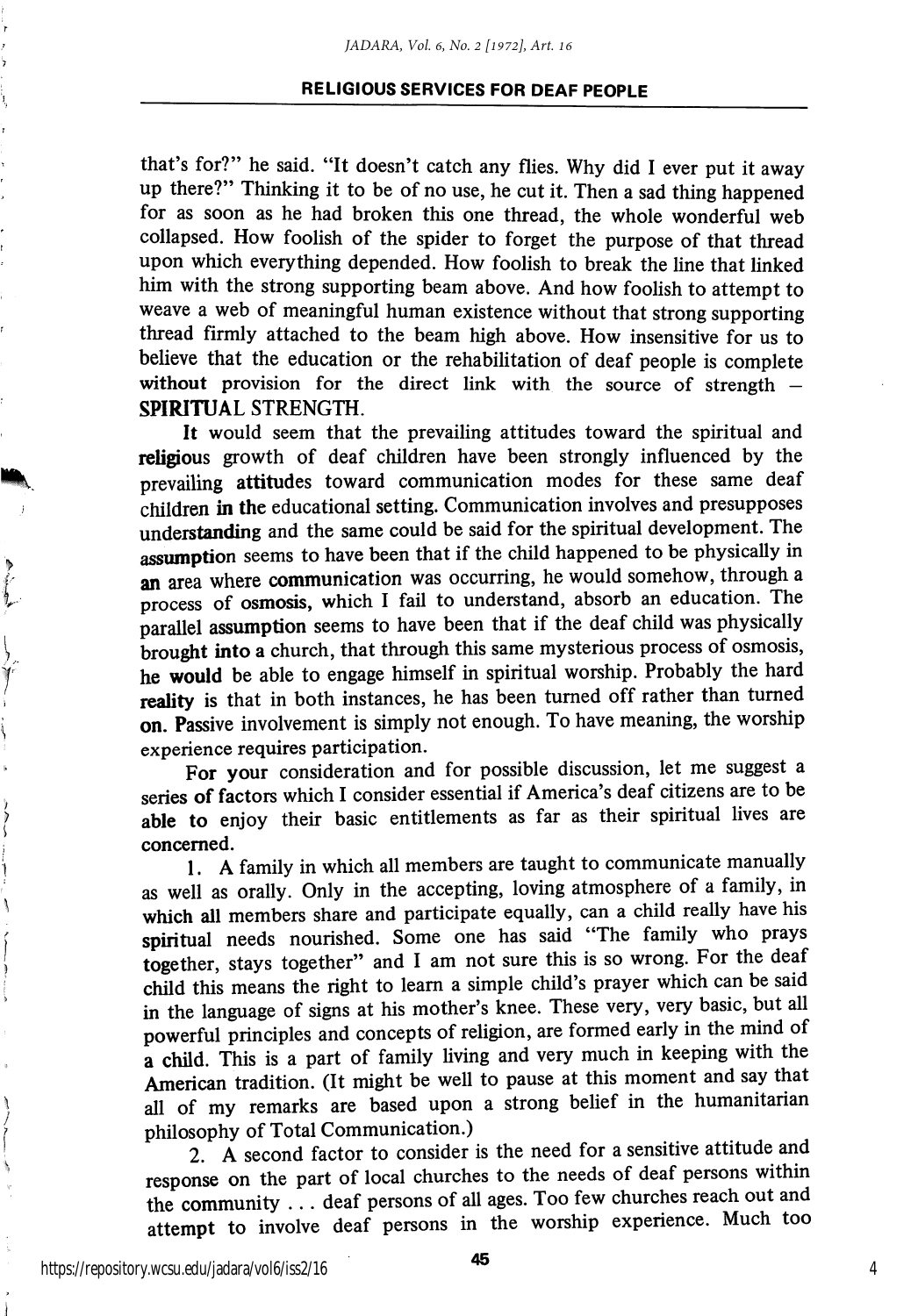that's for?" he said. "It doesn't catch any flies. Why did I ever put it away up there?" Thinking it to be of no use, he cut it. Then a sad thing happened for as soon as he had broken this one thread, the whole wonderful web collapsed. How foolish of the spider to forget the purpose of that thread upon which everything depended. How foolish to break the line that linked him with the strong supporting beam above. And how foolish to attempt to weave a web of meaningful human existence without that strong supporting thread firmly attached to the beam high above. How insensitive for us to believe that the education or the rehabilitation of deaf people is complete without provision for the direct link with the source of strength – SPIRITUAL STRENGTH.

It would seem that the prevailing attitudes toward the spiritual and religious growth of deaf children have been strongly influenced by the prevailing attitudes toward communication modes for these same deaf children in the educational setting. Communication involves and presupposes understanding and the same could be said for the spiritual development. The assumption seems to have been that if the child happened to be physically in an area where communication was occurring, he would somehow, through a process of osmosis, which I fail to understand, absorb an education. The parallel assumption seems to have been that if the deaf child was physically brought into a church, that through this same mysterious process of osmosis, he would be able to engage himself in spiritual worship. Probably the hard reality is that in both instances, he has been turned off rather than turned on. Passive involvement is simply not enough. To have meaning, the worship experience requires participation.

For your consideration and for possible discussion, let me suggest a series of factors which I consider essential if America's deaf citizens are to be able to enjoy their basic entitlements as far as their spiritual lives are concerned.

1. A family in which all members are taught to communicate manually as well as orally. Only in the accepting, loving atmosphere of a family, in which all members share and participate equally, can a child really have his spiritual needs nourished. Some one has said "The family who prays together, stays together" and I am not sure this is so wrong. For the deaf child this means the right to learn a simple child's prayer which can be said in the language of signs at his mother's knee. These very, very basic, but all powerful principles and concepts of religion, are formed early in the mind of a child. This is a part of family living and very much in keeping with the American tradition. (It might be well to pause at this moment and say that all of my remarks are based upon a strong belief in the humanitarian philosophy of Total Communication.)

2. A second factor to consider is the need for a sensitive attitude and response on the part of local churches to the needs of deaf persons within the community . . . deaf persons of all ages. Too few churches reach out and attempt to involve deaf persons in the worship experience. Much too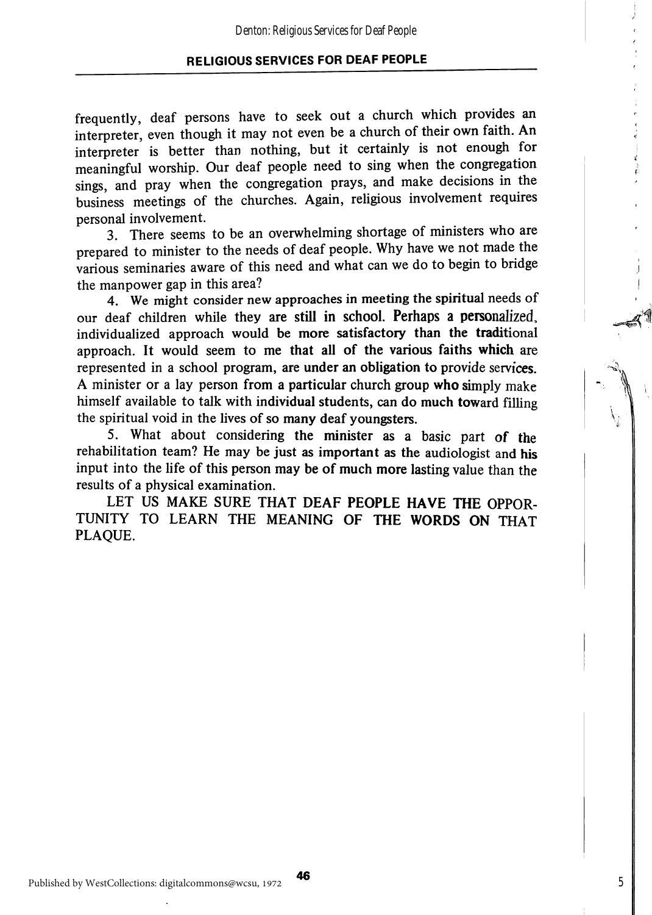frequently, deaf persons have to seek out a church which provides an interpreter, even though it may not even be a church of their own faith. An interpreter is better than nothing, but it certainly is not enough for meaningful worship. Our deaf people need to sing when the congregation sings, and pray when the congregation prays, and make decisions in the business meetings of the churches. Again, religious involvement requires personal involvement.

3. There seems to be an overwhelming shortage of ministers who are prepared to minister to the needs of deaf people. Why have we not made the various seminaries aware of this need and what can we do to begin to bridge the manpower gap in this area?

4. We might consider new approaches in meeting the spiritual needs of our deaf children while they are still in school. Perhaps a personalized, individualized approach would be more satisfactory than the traditional approach. It would seem to me that all of the various faiths which are represented in a school program, are under an obligation to provide services. A minister or a lay person from a particular church group who simply make himself available to talk with individual students, can do much toward filling the spiritual void in the lives of so many deaf youngsters.

5. What about considering the minister as a basic part of the rehabilitation team? He may be just as important as the audiologist and his input into the life of this person may be of much more lasting value than the results of a physical examination.

LET US MAKE SURE THAT DEAF PEOPLE HAVE THE OPPORTUNITY TO LEARN THE MEANING OF THE WORDS ON THAT PLAQUE.